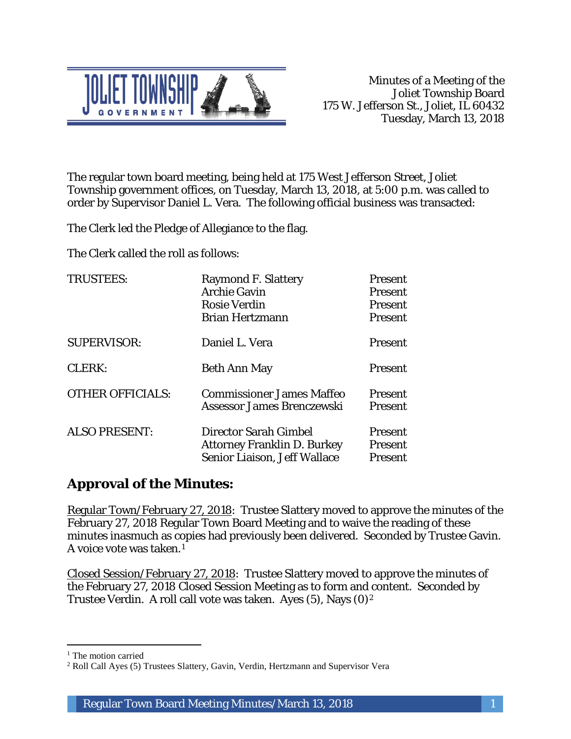Minutes of a Meeting of the
Joliet Township Board
175 W. Jefferson St., Joliet, IL 60432
Tuesday, March 13, 2018

The regular town board meeting, being held at 175 West Jefferson Street, Joliet Township government offices, on Tuesday, March 13, 2018, at 5:00 p.m. was called to order by Supervisor Daniel L. Vera. The following official business was transacted:

The Clerk led the Pledge of Allegiance to the flag.

The Clerk called the roll as follows:

| | | |
|---|---|---|
| TRUSTEES: | Raymond F. Slattery | Present |
| | Archie Gavin | Present |
| | Rosie Verdin | Present |
| | Brian Hertzmann | Present |
| SUPERVISOR: | Daniel L. Vera | Present |
| CLERK: | Beth Ann May | Present |
| OTHER OFFICIALS: | Commissioner James Maffeo | Present |
| | Assessor James Brenczewski | Present |
| ALSO PRESENT: | Director Sarah Gimbel | Present |
| | Attorney Franklin D. Burkey | Present |
| | Senior Liaison, Jeff Wallace | Present |

## Approval of the Minutes:

Regular Town/February 27, 2018: Trustee Slattery moved to approve the minutes of the February 27, 2018 Regular Town Board Meeting and to waive the reading of these minutes inasmuch as copies had previously been delivered. Seconded by Trustee Gavin. A voice vote was taken.[1]

Closed Session/February 27, 2018: Trustee Slattery moved to approve the minutes of the February 27, 2018 Closed Session Meeting as to form and content. Seconded by Trustee Verdin. A roll call vote was taken. Ayes (5), Nays (0)[2]

---

[1] The motion carried

[2] Roll Call Ayes (5) Trustees Slattery, Gavin, Verdin, Hertzmann and Supervisor Vera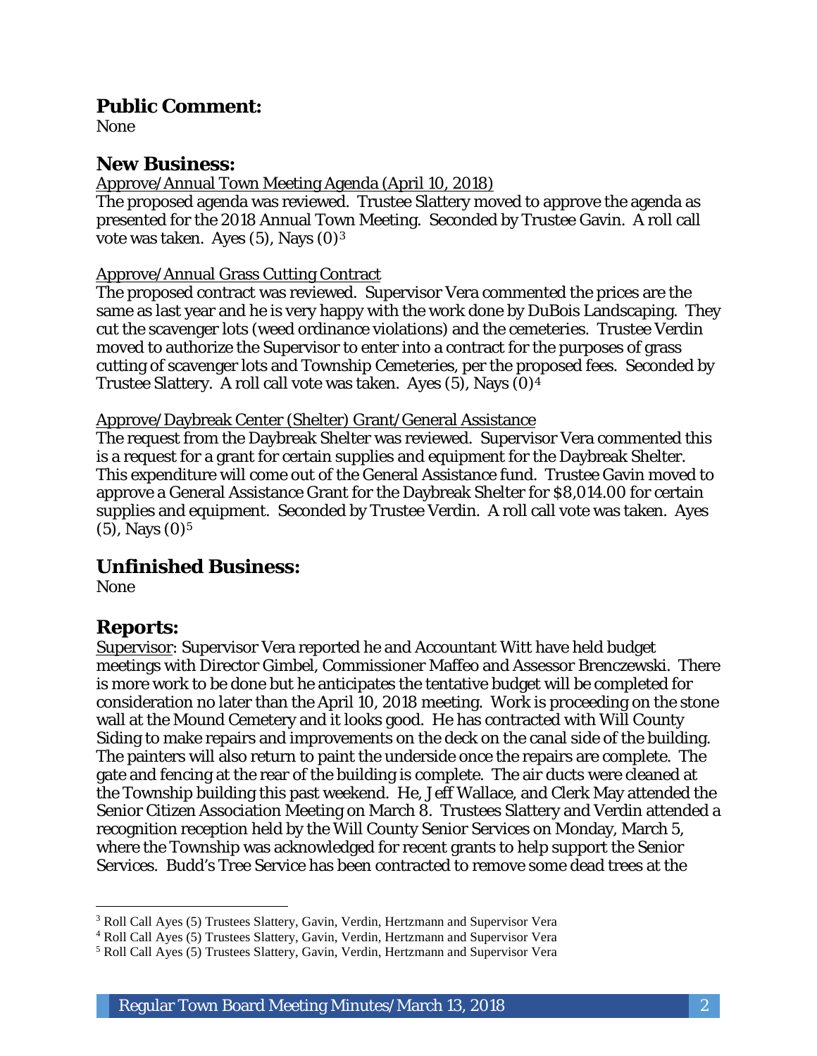## Public Comment:

None

## New Business:

Approve/Annual Town Meeting Agenda (April 10, 2018)

The proposed agenda was reviewed. Trustee Slattery moved to approve the agenda as presented for the 2018 Annual Town Meeting. Seconded by Trustee Gavin. A roll call vote was taken. Ayes (5), Nays (0)[3]

Approve/Annual Grass Cutting Contract

The proposed contract was reviewed. Supervisor Vera commented the prices are the same as last year and he is very happy with the work done by DuBois Landscaping. They cut the scavenger lots (weed ordinance violations) and the cemeteries. Trustee Verdin moved to authorize the Supervisor to enter into a contract for the purposes of grass cutting of scavenger lots and Township Cemeteries, per the proposed fees. Seconded by Trustee Slattery. A roll call vote was taken. Ayes (5), Nays (0)[4]

Approve/Daybreak Center (Shelter) Grant/General Assistance

The request from the Daybreak Shelter was reviewed. Supervisor Vera commented this is a request for a grant for certain supplies and equipment for the Daybreak Shelter. This expenditure will come out of the General Assistance fund. Trustee Gavin moved to approve a General Assistance Grant for the Daybreak Shelter for $8,014.00 for certain supplies and equipment. Seconded by Trustee Verdin. A roll call vote was taken. Ayes (5), Nays (0)[5]

## Unfinished Business:

None

## Reports:

Supervisor: Supervisor Vera reported he and Accountant Witt have held budget meetings with Director Gimbel, Commissioner Maffeo and Assessor Brenczewski. There is more work to be done but he anticipates the tentative budget will be completed for consideration no later than the April 10, 2018 meeting. Work is proceeding on the stone wall at the Mound Cemetery and it looks good. He has contracted with Will County Siding to make repairs and improvements on the deck on the canal side of the building. The painters will also return to paint the underside once the repairs are complete. The gate and fencing at the rear of the building is complete. The air ducts were cleaned at the Township building this past weekend. He, Jeff Wallace, and Clerk May attended the Senior Citizen Association Meeting on March 8. Trustees Slattery and Verdin attended a recognition reception held by the Will County Senior Services on Monday, March 5, where the Township was acknowledged for recent grants to help support the Senior Services. Budd's Tree Service has been contracted to remove some dead trees at the

---

[3] Roll Call Ayes (5) Trustees Slattery, Gavin, Verdin, Hertzmann and Supervisor Vera

[4] Roll Call Ayes (5) Trustees Slattery, Gavin, Verdin, Hertzmann and Supervisor Vera

[5] Roll Call Ayes (5) Trustees Slattery, Gavin, Verdin, Hertzmann and Supervisor Vera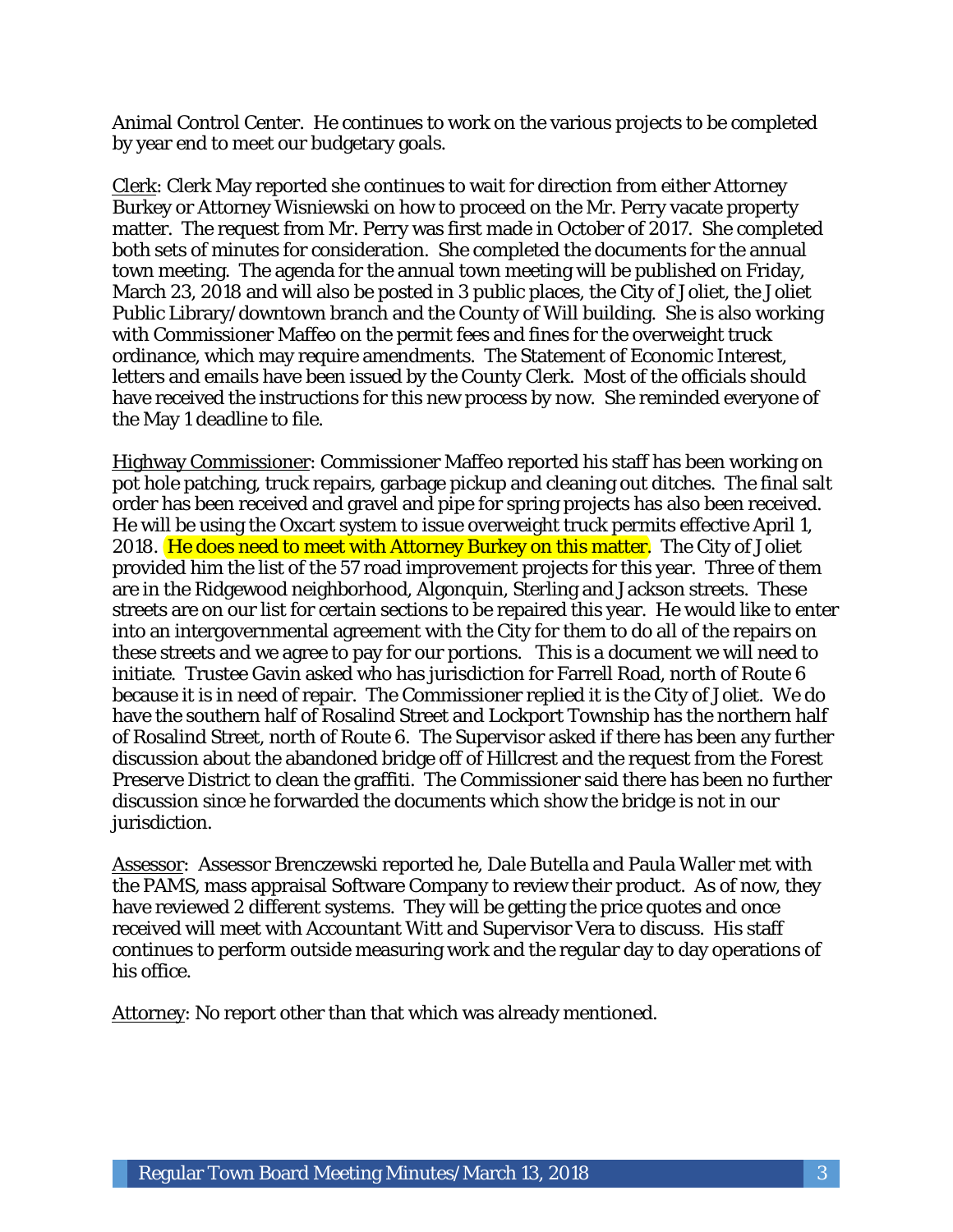Animal Control Center. He continues to work on the various projects to be completed by year end to meet our budgetary goals.

Clerk: Clerk May reported she continues to wait for direction from either Attorney Burkey or Attorney Wisniewski on how to proceed on the Mr. Perry vacate property matter. The request from Mr. Perry was first made in October of 2017. She completed both sets of minutes for consideration. She completed the documents for the annual town meeting. The agenda for the annual town meeting will be published on Friday, March 23, 2018 and will also be posted in 3 public places, the City of Joliet, the Joliet Public Library/downtown branch and the County of Will building. She is also working with Commissioner Maffeo on the permit fees and fines for the overweight truck ordinance, which may require amendments. The Statement of Economic Interest, letters and emails have been issued by the County Clerk. Most of the officials should have received the instructions for this new process by now. She reminded everyone of the May 1 deadline to file.

Highway Commissioner: Commissioner Maffeo reported his staff has been working on pot hole patching, truck repairs, garbage pickup and cleaning out ditches. The final salt order has been received and gravel and pipe for spring projects has also been received. He will be using the Oxcart system to issue overweight truck permits effective April 1, 2018. He does need to meet with Attorney Burkey on this matter. The City of Joliet provided him the list of the 57 road improvement projects for this year. Three of them are in the Ridgewood neighborhood, Algonquin, Sterling and Jackson streets. These streets are on our list for certain sections to be repaired this year. He would like to enter into an intergovernmental agreement with the City for them to do all of the repairs on these streets and we agree to pay for our portions. This is a document we will need to initiate. Trustee Gavin asked who has jurisdiction for Farrell Road, north of Route 6 because it is in need of repair. The Commissioner replied it is the City of Joliet. We do have the southern half of Rosalind Street and Lockport Township has the northern half of Rosalind Street, north of Route 6. The Supervisor asked if there has been any further discussion about the abandoned bridge off of Hillcrest and the request from the Forest Preserve District to clean the graffiti. The Commissioner said there has been no further discussion since he forwarded the documents which show the bridge is not in our jurisdiction.

Assessor: Assessor Brenczewski reported he, Dale Butella and Paula Waller met with the PAMS, mass appraisal Software Company to review their product. As of now, they have reviewed 2 different systems. They will be getting the price quotes and once received will meet with Accountant Witt and Supervisor Vera to discuss. His staff continues to perform outside measuring work and the regular day to day operations of his office.

Attorney: No report other than that which was already mentioned.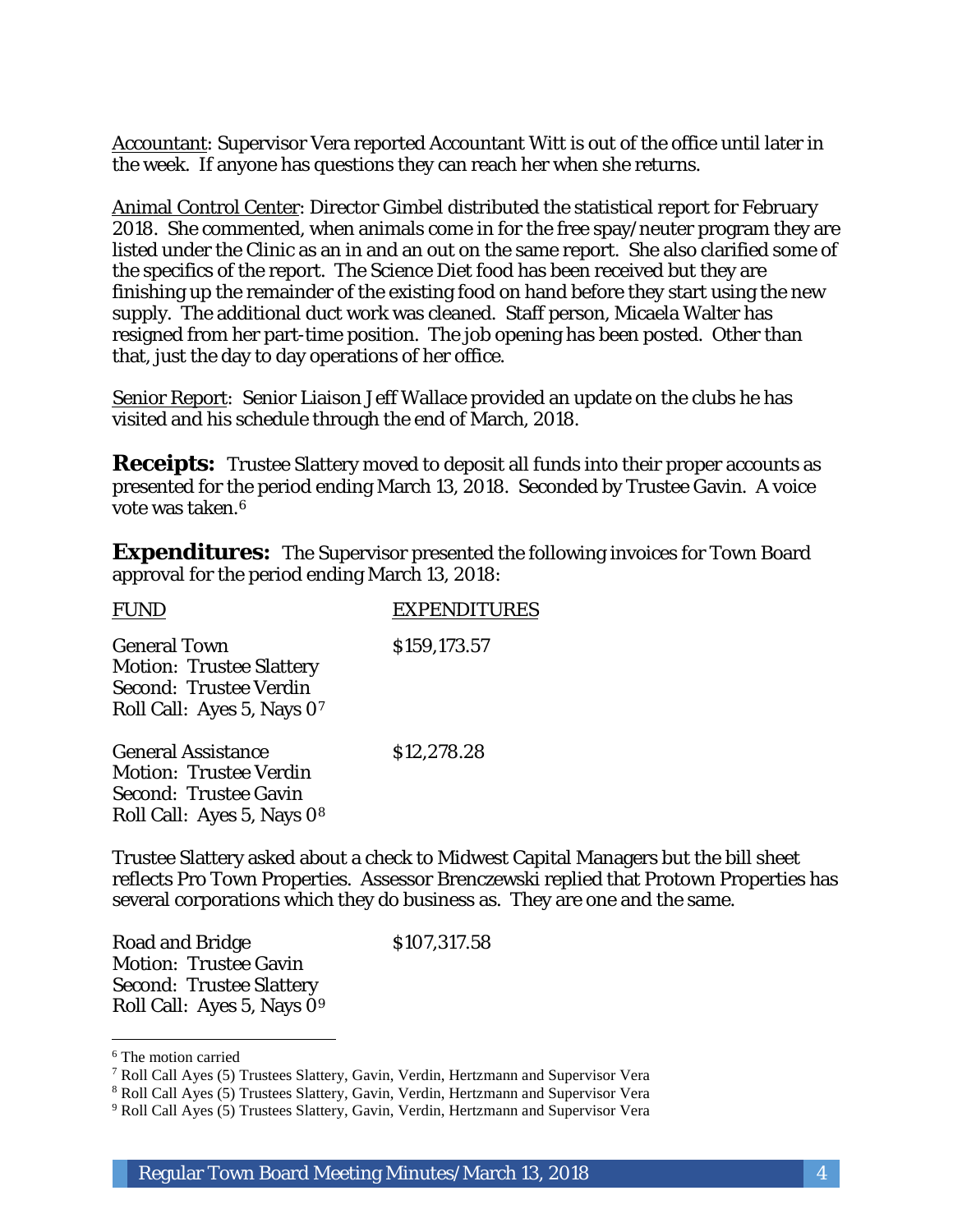Accountant: Supervisor Vera reported Accountant Witt is out of the office until later in the week. If anyone has questions they can reach her when she returns.

Animal Control Center: Director Gimbel distributed the statistical report for February 2018. She commented, when animals come in for the free spay/neuter program they are listed under the Clinic as an in and an out on the same report. She also clarified some of the specifics of the report. The Science Diet food has been received but they are finishing up the remainder of the existing food on hand before they start using the new supply. The additional duct work was cleaned. Staff person, Micaela Walter has resigned from her part-time position. The job opening has been posted. Other than that, just the day to day operations of her office.

Senior Report: Senior Liaison Jeff Wallace provided an update on the clubs he has visited and his schedule through the end of March, 2018.

**Receipts:** Trustee Slattery moved to deposit all funds into their proper accounts as presented for the period ending March 13, 2018. Seconded by Trustee Gavin. A voice vote was taken.[6]

**Expenditures:** The Supervisor presented the following invoices for Town Board approval for the period ending March 13, 2018:

| FUND | EXPENDITURES |
|---|---|
| General Town<br>Motion: Trustee Slattery<br>Second: Trustee Verdin<br>Roll Call: Ayes 5, Nays 0[7] | $159,173.57 |
| General Assistance<br>Motion: Trustee Verdin<br>Second: Trustee Gavin<br>Roll Call: Ayes 5, Nays 0[8] | $12,278.28 |

Trustee Slattery asked about a check to Midwest Capital Managers but the bill sheet reflects Pro Town Properties. Assessor Brenczewski replied that Protown Properties has several corporations which they do business as. They are one and the same.

| FUND | EXPENDITURES |
|---|---|
| Road and Bridge<br>Motion: Trustee Gavin<br>Second: Trustee Slattery<br>Roll Call: Ayes 5, Nays 0[9] | $107,317.58 |

---

[6] The motion carried

[7] Roll Call Ayes (5) Trustees Slattery, Gavin, Verdin, Hertzmann and Supervisor Vera

[8] Roll Call Ayes (5) Trustees Slattery, Gavin, Verdin, Hertzmann and Supervisor Vera

[9] Roll Call Ayes (5) Trustees Slattery, Gavin, Verdin, Hertzmann and Supervisor Vera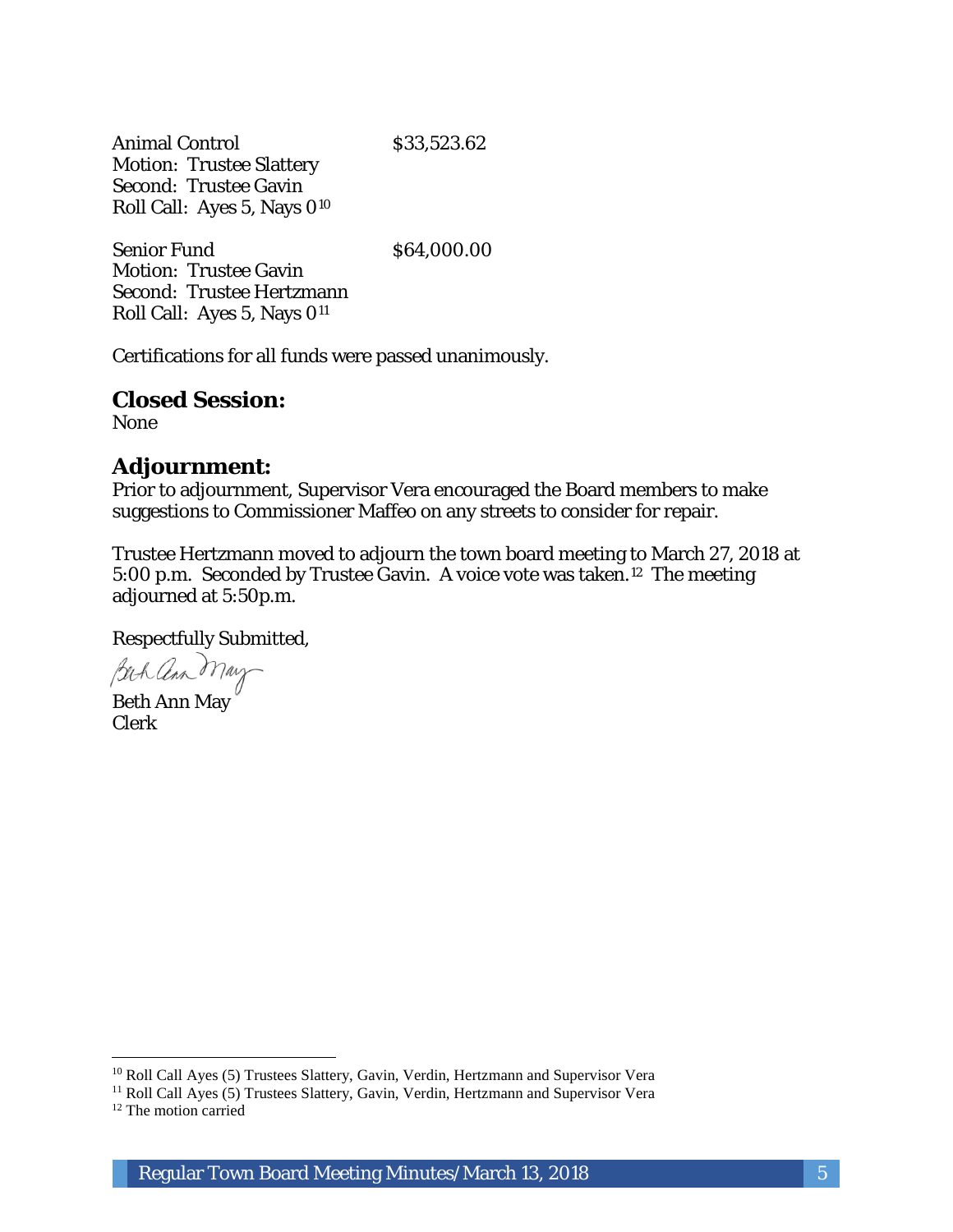Animal Control $33,523.62
Motion: Trustee Slattery
Second: Trustee Gavin
Roll Call: Ayes 5, Nays 0[10]

Senior Fund $64,000.00
Motion: Trustee Gavin
Second: Trustee Hertzmann
Roll Call: Ayes 5, Nays 0[11]

Certifications for all funds were passed unanimously.

## Closed Session:

None

## Adjournment:

Prior to adjournment, Supervisor Vera encouraged the Board members to make suggestions to Commissioner Maffeo on any streets to consider for repair.

Trustee Hertzmann moved to adjourn the town board meeting to March 27, 2018 at 5:00 p.m. Seconded by Trustee Gavin. A voice vote was taken.[12] The meeting adjourned at 5:50p.m.

Respectfully Submitted,

Beth Ann May
Clerk

---

[10] Roll Call Ayes (5) Trustees Slattery, Gavin, Verdin, Hertzmann and Supervisor Vera
[11] Roll Call Ayes (5) Trustees Slattery, Gavin, Verdin, Hertzmann and Supervisor Vera
[12] The motion carried